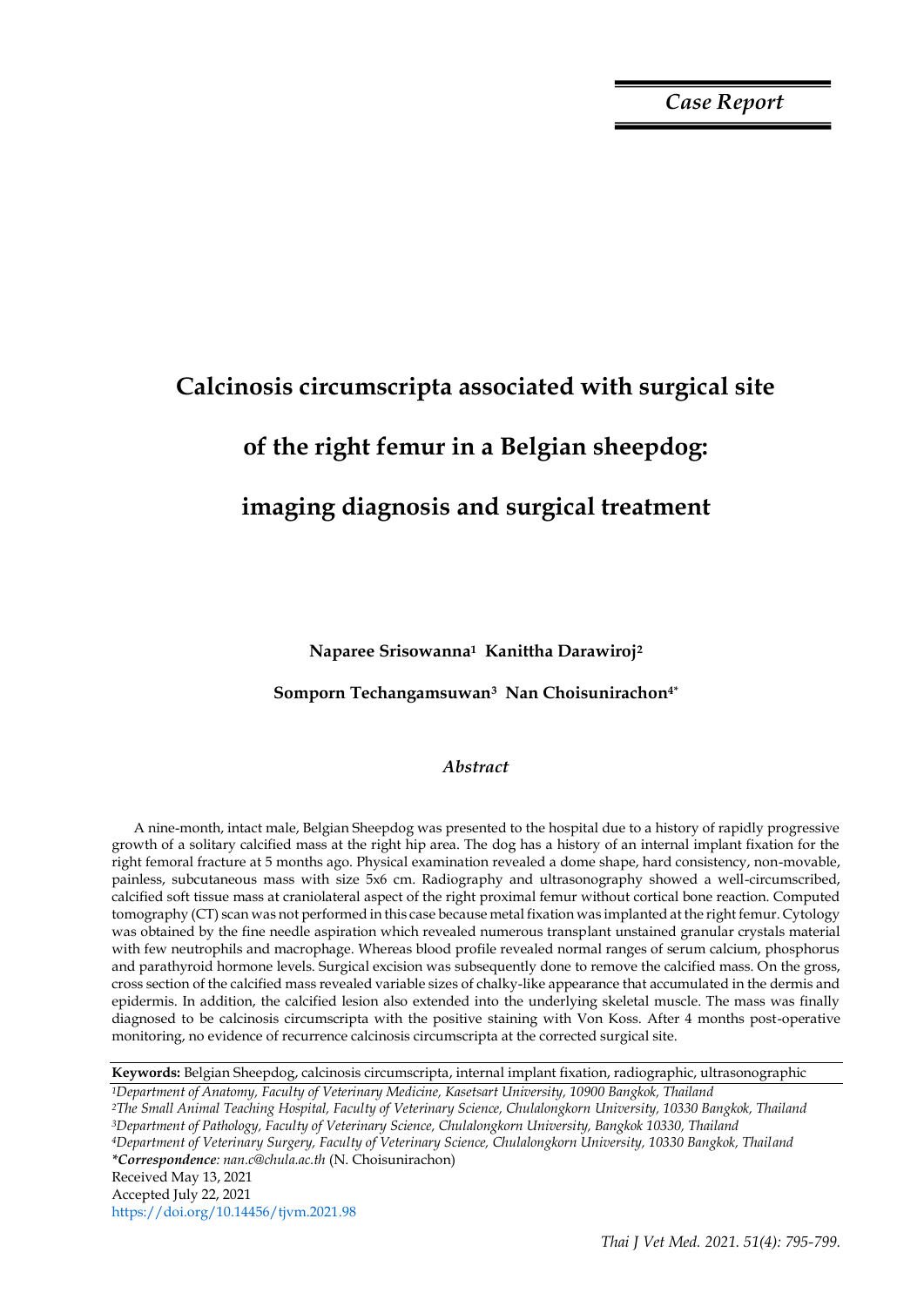*Case Report*

# Calcinosis circumscripta associated with surgical site of the right femur in a Belgian sheepdog: imaging diagnosis and surgical treatment

**Naparee Srisowanna[1] Kanittha Darawiroj[2]**

**Somporn Techangamsuwan[3] Nan Choisunirachon[4*]**

## *Abstract*

A nine-month, intact male, Belgian Sheepdog was presented to the hospital due to a history of rapidly progressive growth of a solitary calcified mass at the right hip area. The dog has a history of an internal implant fixation for the right femoral fracture at 5 months ago. Physical examination revealed a dome shape, hard consistency, non-movable, painless, subcutaneous mass with size 5x6 cm. Radiography and ultrasonography showed a well-circumscribed, calcified soft tissue mass at craniolateral aspect of the right proximal femur without cortical bone reaction. Computed tomography (CT) scan was not performed in this case because metal fixation was implanted at the right femur. Cytology was obtained by the fine needle aspiration which revealed numerous transplant unstained granular crystals material with few neutrophils and macrophage. Whereas blood profile revealed normal ranges of serum calcium, phosphorus and parathyroid hormone levels. Surgical excision was subsequently done to remove the calcified mass. On the gross, cross section of the calcified mass revealed variable sizes of chalky-like appearance that accumulated in the dermis and epidermis. In addition, the calcified lesion also extended into the underlying skeletal muscle. The mass was finally diagnosed to be calcinosis circumscripta with the positive staining with Von Koss. After 4 months post-operative monitoring, no evidence of recurrence calcinosis circumscripta at the corrected surgical site.

**Keywords:** Belgian Sheepdog, calcinosis circumscripta, internal implant fixation, radiographic, ultrasonographic

[1]*Department of Anatomy, Faculty of Veterinary Medicine, Kasetsart University, 10900 Bangkok, Thailand*
[2]*The Small Animal Teaching Hospital, Faculty of Veterinary Science, Chulalongkorn University, 10330 Bangkok, Thailand*
[3]*Department of Pathology, Faculty of Veterinary Science, Chulalongkorn University, Bangkok 10330, Thailand*
[4]*Department of Veterinary Surgery, Faculty of Veterinary Science, Chulalongkorn University, 10330 Bangkok, Thailand*
***Correspondence**: nan.c@chula.ac.th* (N. Choisunirachon)
Received May 13, 2021
Accepted July 22, 2021
https://doi.org/10.14456/tjvm.2021.98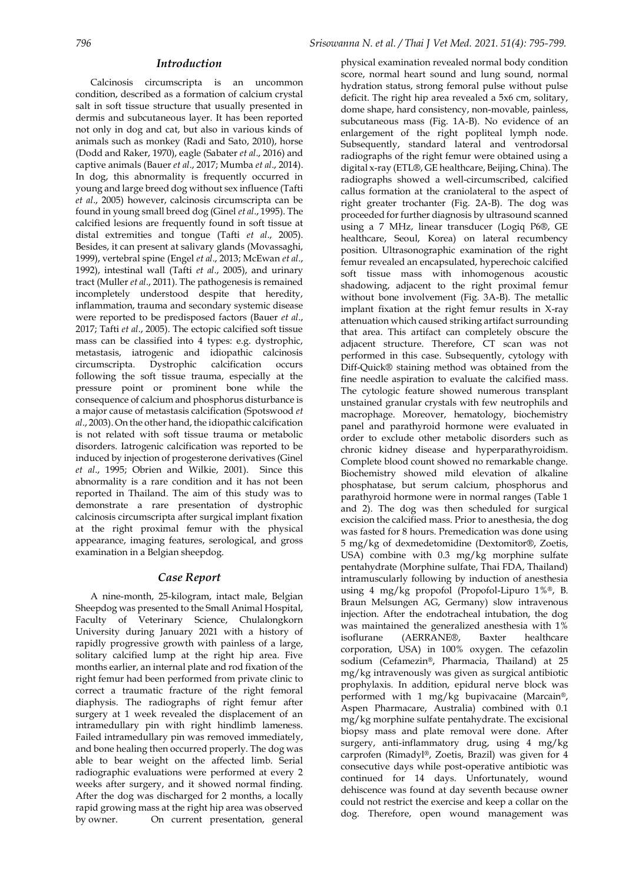## Introduction

Calcinosis circumscripta is an uncommon condition, described as a formation of calcium crystal salt in soft tissue structure that usually presented in dermis and subcutaneous layer. It has been reported not only in dog and cat, but also in various kinds of animals such as monkey (Radi and Sato, 2010), horse (Dodd and Raker, 1970), eagle (Sabater *et al*., 2016) and captive animals (Bauer *et al*., 2017; Mumba *et al*., 2014). In dog, this abnormality is frequently occurred in young and large breed dog without sex influence (Tafti *et al*., 2005) however, calcinosis circumscripta can be found in young small breed dog (Ginel *et al*., 1995). The calcified lesions are frequently found in soft tissue at distal extremities and tongue (Tafti *et al*., 2005). Besides, it can present at salivary glands (Movassaghi, 1999), vertebral spine (Engel *et al*., 2013; McEwan *et al*., 1992), intestinal wall (Tafti *et al*., 2005), and urinary tract (Muller *et al*., 2011). The pathogenesis is remained incompletely understood despite that heredity, inflammation, trauma and secondary systemic disease were reported to be predisposed factors (Bauer *et al*., 2017; Tafti *et al*., 2005). The ectopic calcified soft tissue mass can be classified into 4 types: e.g. dystrophic, metastasis, iatrogenic and idiopathic calcinosis circumscripta. Dystrophic calcification occurs following the soft tissue trauma, especially at the pressure point or prominent bone while the consequence of calcium and phosphorus disturbance is a major cause of metastasis calcification (Spotswood *et al*., 2003). On the other hand, the idiopathic calcification is not related with soft tissue trauma or metabolic disorders. Iatrogenic calcification was reported to be induced by injection of progesterone derivatives (Ginel *et al*., 1995; Obrien and Wilkie, 2001). Since this abnormality is a rare condition and it has not been reported in Thailand. The aim of this study was to demonstrate a rare presentation of dystrophic calcinosis circumscripta after surgical implant fixation at the right proximal femur with the physical appearance, imaging features, serological, and gross examination in a Belgian sheepdog.

## Case Report

A nine-month, 25-kilogram, intact male, Belgian Sheepdog was presented to the Small Animal Hospital, Faculty of Veterinary Science, Chulalongkorn University during January 2021 with a history of rapidly progressive growth with painless of a large, solitary calcified lump at the right hip area. Five months earlier, an internal plate and rod fixation of the right femur had been performed from private clinic to correct a traumatic fracture of the right femoral diaphysis. The radiographs of right femur after surgery at 1 week revealed the displacement of an intramedullary pin with right hindlimb lameness. Failed intramedullary pin was removed immediately, and bone healing then occurred properly. The dog was able to bear weight on the affected limb. Serial radiographic evaluations were performed at every 2 weeks after surgery, and it showed normal finding. After the dog was discharged for 2 months, a locally rapid growing mass at the right hip area was observed by owner. On current presentation, general physical examination revealed normal body condition score, normal heart sound and lung sound, normal hydration status, strong femoral pulse without pulse deficit. The right hip area revealed a 5x6 cm, solitary, dome shape, hard consistency, non-movable, painless, subcutaneous mass (Fig. 1A-B). No evidence of an enlargement of the right popliteal lymph node. Subsequently, standard lateral and ventrodorsal radiographs of the right femur were obtained using a digital x-ray (ETL®, GE healthcare, Beijing, China). The radiographs showed a well-circumscribed, calcified callus formation at the craniolateral to the aspect of right greater trochanter (Fig. 2A-B). The dog was proceeded for further diagnosis by ultrasound scanned using a 7 MHz, linear transducer (Logiq P6®, GE healthcare, Seoul, Korea) on lateral recumbency position. Ultrasonographic examination of the right femur revealed an encapsulated, hyperechoic calcified soft tissue mass with inhomogenous acoustic shadowing, adjacent to the right proximal femur without bone involvement (Fig. 3A-B). The metallic implant fixation at the right femur results in X-ray attenuation which caused striking artifact surrounding that area. This artifact can completely obscure the adjacent structure. Therefore, CT scan was not performed in this case. Subsequently, cytology with Diff-Quick® staining method was obtained from the fine needle aspiration to evaluate the calcified mass. The cytologic feature showed numerous transplant unstained granular crystals with few neutrophils and macrophage. Moreover, hematology, biochemistry panel and parathyroid hormone were evaluated in order to exclude other metabolic disorders such as chronic kidney disease and hyperparathyroidism. Complete blood count showed no remarkable change. Biochemistry showed mild elevation of alkaline phosphatase, but serum calcium, phosphorus and parathyroid hormone were in normal ranges (Table 1 and 2). The dog was then scheduled for surgical excision the calcified mass. Prior to anesthesia, the dog was fasted for 8 hours. Premedication was done using 5 mg/kg of dexmedetomidine (Dextomitor®, Zoetis, USA) combine with 0.3 mg/kg morphine sulfate pentahydrate (Morphine sulfate, Thai FDA, Thailand) intramuscularly following by induction of anesthesia using 4 mg/kg propofol (Propofol-Lipuro 1%®, B. Braun Melsungen AG, Germany) slow intravenous injection. After the endotracheal intubation, the dog was maintained the generalized anesthesia with 1% isoflurane (AERRANE®, Baxter healthcare corporation, USA) in 100% oxygen. The cefazolin sodium (Cefamezin®, Pharmacia, Thailand) at 25 mg/kg intravenously was given as surgical antibiotic prophylaxis. In addition, epidural nerve block was performed with 1 mg/kg bupivacaine (Marcain®, Aspen Pharmacare, Australia) combined with 0.1 mg/kg morphine sulfate pentahydrate. The excisional biopsy mass and plate removal were done. After surgery, anti-inflammatory drug, using 4 mg/kg carprofen (Rimadyl®, Zoetis, Brazil) was given for 4 consecutive days while post-operative antibiotic was continued for 14 days. Unfortunately, wound dehiscence was found at day seventh because owner could not restrict the exercise and keep a collar on the dog. Therefore, open wound management was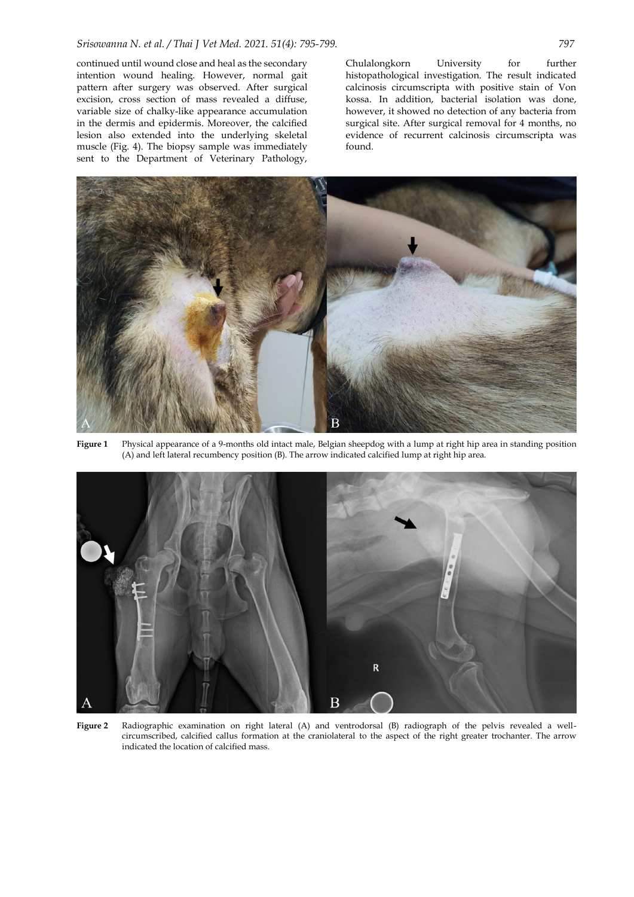continued until wound close and heal as the secondary intention wound healing. However, normal gait pattern after surgery was observed. After surgical excision, cross section of mass revealed a diffuse, variable size of chalky-like appearance accumulation in the dermis and epidermis. Moreover, the calcified lesion also extended into the underlying skeletal muscle (Fig. 4). The biopsy sample was immediately sent to the Department of Veterinary Pathology, Chulalongkorn University for further histopathological investigation. The result indicated calcinosis circumscripta with positive stain of Von kossa. In addition, bacterial isolation was done, however, it showed no detection of any bacteria from surgical site. After surgical removal for 4 months, no evidence of recurrent calcinosis circumscripta was found.

**Figure 1** Physical appearance of a 9-months old intact male, Belgian sheepdog with a lump at right hip area in standing position (A) and left lateral recumbency position (B). The arrow indicated calcified lump at right hip area.

**Figure 2** Radiographic examination on right lateral (A) and ventrodorsal (B) radiograph of the pelvis revealed a well-circumscribed, calcified callus formation at the craniolateral to the aspect of the right greater trochanter. The arrow indicated the location of calcified mass.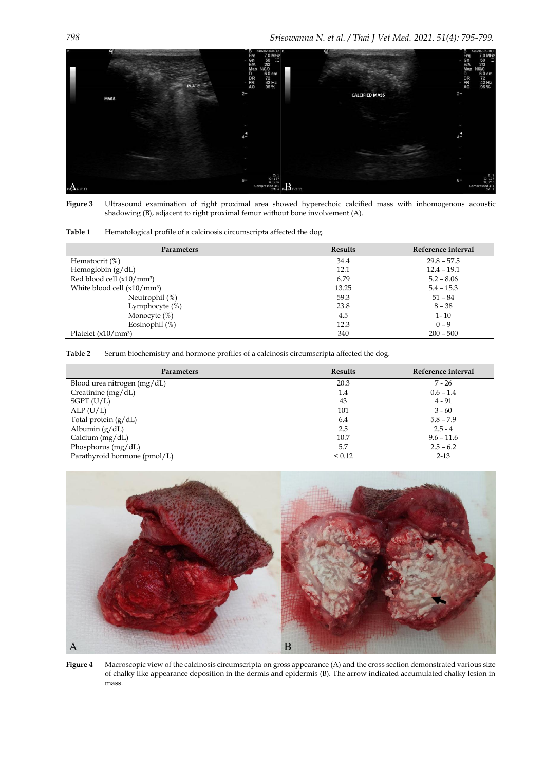**Figure 3** Ultrasound examination of right proximal area showed hyperechoic calcified mass with inhomogenous acoustic shadowing (B), adjacent to right proximal femur without bone involvement (A).

**Table 1** Hematological profile of a calcinosis circumscripta affected the dog.

| Parameters | Results | Reference interval |
|---|---|---|
| Hematocrit (%) | 34.4 | 29.8 – 57.5 |
| Hemoglobin (g/dL) | 12.1 | 12.4 – 19.1 |
| Red blood cell (x10/mm$^3$) | 6.79 | 5.2 – 8.06 |
| White blood cell (x10/mm$^3$) | 13.25 | 5.4 – 15.3 |
| Neutrophil (%) | 59.3 | 51 – 84 |
| Lymphocyte (%) | 23.8 | 8 – 38 |
| Monocyte (%) | 4.5 | 1- 10 |
| Eosinophil (%) | 12.3 | 0 – 9 |
| Platelet (x10/mm$^3$) | 340 | 200 – 500 |

**Table 2** Serum biochemistry and hormone profiles of a calcinosis circumscripta affected the dog.

| Parameters | Results | Reference interval |
|---|---|---|
| Blood urea nitrogen (mg/dL) | 20.3 | 7 - 26 |
| Creatinine (mg/dL) | 1.4 | 0.6 – 1.4 |
| SGPT (U/L) | 43 | 4 - 91 |
| ALP (U/L) | 101 | 3 - 60 |
| Total protein (g/dL) | 6.4 | 5.8 – 7.9 |
| Albumin (g/dL) | 2.5 | 2.5 - 4 |
| Calcium (mg/dL) | 10.7 | 9.6 – 11.6 |
| Phosphorus (mg/dL) | 5.7 | 2.5 – 6.2 |
| Parathyroid hormone (pmol/L) | < 0.12 | 2-13 |

**Figure 4** Macroscopic view of the calcinosis circumscripta on gross appearance (A) and the cross section demonstrated various size of chalky like appearance deposition in the dermis and epidermis (B). The arrow indicated accumulated chalky lesion in mass.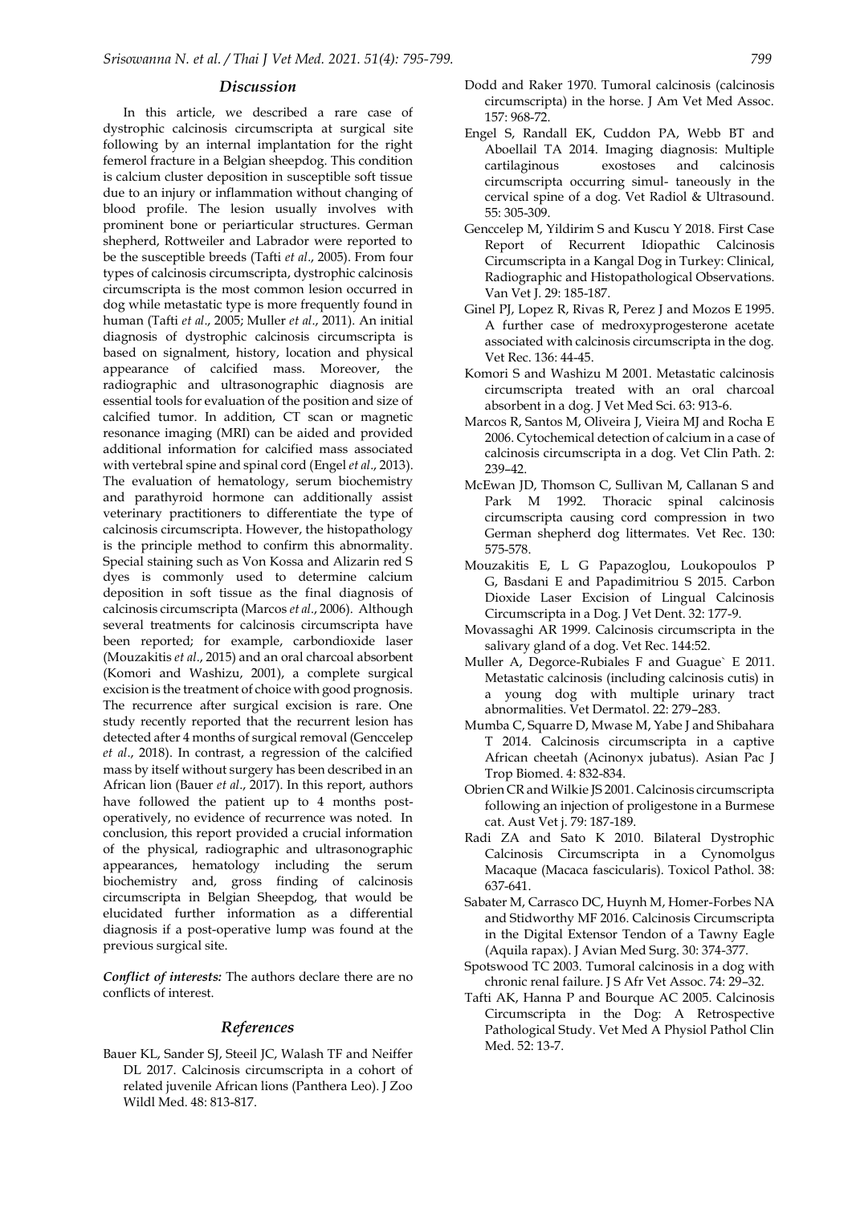## Discussion

In this article, we described a rare case of dystrophic calcinosis circumscripta at surgical site following by an internal implantation for the right femerol fracture in a Belgian sheepdog. This condition is calcium cluster deposition in susceptible soft tissue due to an injury or inflammation without changing of blood profile. The lesion usually involves with prominent bone or periarticular structures. German shepherd, Rottweiler and Labrador were reported to be the susceptible breeds (Tafti *et al*., 2005). From four types of calcinosis circumscripta, dystrophic calcinosis circumscripta is the most common lesion occurred in dog while metastatic type is more frequently found in human (Tafti *et al*., 2005; Muller *et al*., 2011). An initial diagnosis of dystrophic calcinosis circumscripta is based on signalment, history, location and physical appearance of calcified mass. Moreover, the radiographic and ultrasonographic diagnosis are essential tools for evaluation of the position and size of calcified tumor. In addition, CT scan or magnetic resonance imaging (MRI) can be aided and provided additional information for calcified mass associated with vertebral spine and spinal cord (Engel *et al*., 2013). The evaluation of hematology, serum biochemistry and parathyroid hormone can additionally assist veterinary practitioners to differentiate the type of calcinosis circumscripta. However, the histopathology is the principle method to confirm this abnormality. Special staining such as Von Kossa and Alizarin red S dyes is commonly used to determine calcium deposition in soft tissue as the final diagnosis of calcinosis circumscripta (Marcos *et al*., 2006). Although several treatments for calcinosis circumscripta have been reported; for example, carbondioxide laser (Mouzakitis *et al*., 2015) and an oral charcoal absorbent (Komori and Washizu, 2001), a complete surgical excision is the treatment of choice with good prognosis. The recurrence after surgical excision is rare. One study recently reported that the recurrent lesion has detected after 4 months of surgical removal (Genccelep *et al*., 2018). In contrast, a regression of the calcified mass by itself without surgery has been described in an African lion (Bauer *et al*., 2017). In this report, authors have followed the patient up to 4 months post-operatively, no evidence of recurrence was noted. In conclusion, this report provided a crucial information of the physical, radiographic and ultrasonographic appearances, hematology including the serum biochemistry and, gross finding of calcinosis circumscripta in Belgian Sheepdog, that would be elucidated further information as a differential diagnosis if a post-operative lump was found at the previous surgical site.

***Conflict of interests:*** The authors declare there are no conflicts of interest.

## References

Bauer KL, Sander SJ, Steeil JC, Walash TF and Neiffer DL 2017. Calcinosis circumscripta in a cohort of related juvenile African lions (Panthera Leo). J Zoo Wildl Med. 48: 813-817.

Dodd and Raker 1970. Tumoral calcinosis (calcinosis circumscripta) in the horse. J Am Vet Med Assoc. 157: 968-72.

Engel S, Randall EK, Cuddon PA, Webb BT and Aboellail TA 2014. Imaging diagnosis: Multiple cartilaginous exostoses and calcinosis circumscripta occurring simul- taneously in the cervical spine of a dog. Vet Radiol & Ultrasound. 55: 305-309.

Genccelep M, Yildirim S and Kuscu Y 2018. First Case Report of Recurrent Idiopathic Calcinosis Circumscripta in a Kangal Dog in Turkey: Clinical, Radiographic and Histopathological Observations. Van Vet J. 29: 185-187.

Ginel PJ, Lopez R, Rivas R, Perez J and Mozos E 1995. A further case of medroxyprogesterone acetate associated with calcinosis circumscripta in the dog. Vet Rec. 136: 44-45.

Komori S and Washizu M 2001. Metastatic calcinosis circumscripta treated with an oral charcoal absorbent in a dog. J Vet Med Sci. 63: 913-6.

Marcos R, Santos M, Oliveira J, Vieira MJ and Rocha E 2006. Cytochemical detection of calcium in a case of calcinosis circumscripta in a dog. Vet Clin Path. 2: 239–42.

McEwan JD, Thomson C, Sullivan M, Callanan S and Park M 1992. Thoracic spinal calcinosis circumscripta causing cord compression in two German shepherd dog littermates. Vet Rec. 130: 575-578.

Mouzakitis E, L G Papazoglou, Loukopoulos P G, Basdani E and Papadimitriou S 2015. Carbon Dioxide Laser Excision of Lingual Calcinosis Circumscripta in a Dog. J Vet Dent. 32: 177-9.

Movassaghi AR 1999. Calcinosis circumscripta in the salivary gland of a dog. Vet Rec. 144:52.

Muller A, Degorce-Rubiales F and Guague` E 2011. Metastatic calcinosis (including calcinosis cutis) in a young dog with multiple urinary tract abnormalities. Vet Dermatol. 22: 279–283.

Mumba C, Squarre D, Mwase M, Yabe J and Shibahara T 2014. Calcinosis circumscripta in a captive African cheetah (Acinonyx jubatus). Asian Pac J Trop Biomed. 4: 832-834.

Obrien CR and Wilkie JS 2001. Calcinosis circumscripta following an injection of proligestone in a Burmese cat. Aust Vet j. 79: 187-189.

Radi ZA and Sato K 2010. Bilateral Dystrophic Calcinosis Circumscripta in a Cynomolgus Macaque (Macaca fascicularis). Toxicol Pathol. 38: 637-641.

Sabater M, Carrasco DC, Huynh M, Homer-Forbes NA and Stidworthy MF 2016. Calcinosis Circumscripta in the Digital Extensor Tendon of a Tawny Eagle (Aquila rapax). J Avian Med Surg. 30: 374-377.

Spotswood TC 2003. Tumoral calcinosis in a dog with chronic renal failure. J S Afr Vet Assoc. 74: 29–32.

Tafti AK, Hanna P and Bourque AC 2005. Calcinosis Circumscripta in the Dog: A Retrospective Pathological Study. Vet Med A Physiol Pathol Clin Med. 52: 13-7.